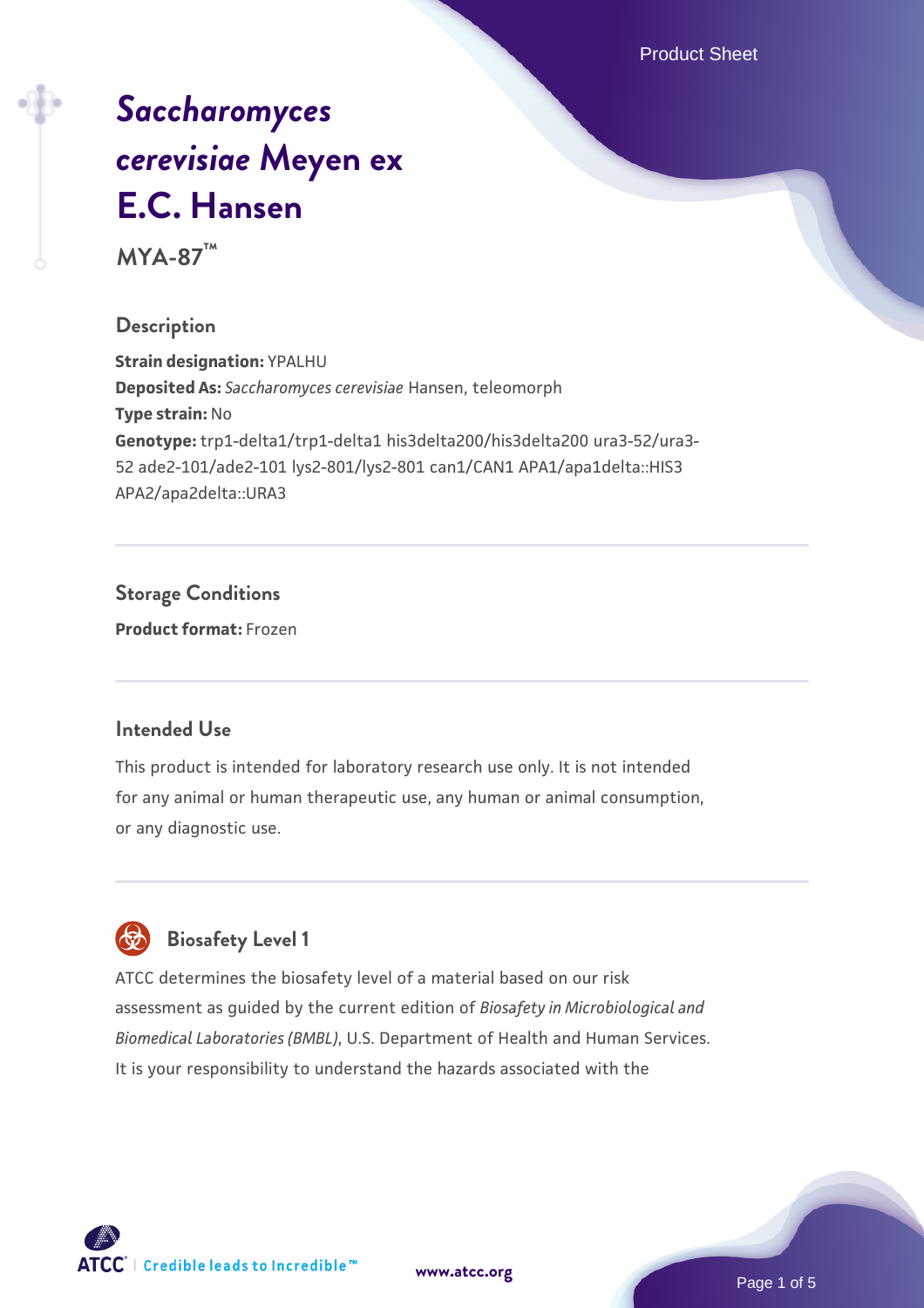# *Saccharomyces cerevisiae* Meyen ex E.C. Hansen

**MYA-87™**

## Description

**Strain designation:** YPALHU
**Deposited As:** *Saccharomyces cerevisiae* Hansen, teleomorph
**Type strain:** No
**Genotype:** trp1-delta1/trp1-delta1 his3delta200/his3delta200 ura3-52/ura3-52 ade2-101/ade2-101 lys2-801/lys2-801 can1/CAN1 APA1/apa1delta::HIS3 APA2/apa2delta::URA3

## Storage Conditions

**Product format:** Frozen

## Intended Use

This product is intended for laboratory research use only. It is not intended for any animal or human therapeutic use, any human or animal consumption, or any diagnostic use.

## Biosafety Level 1

ATCC determines the biosafety level of a material based on our risk assessment as guided by the current edition of *Biosafety in Microbiological and Biomedical Laboratories (BMBL)*, U.S. Department of Health and Human Services. It is your responsibility to understand the hazards associated with the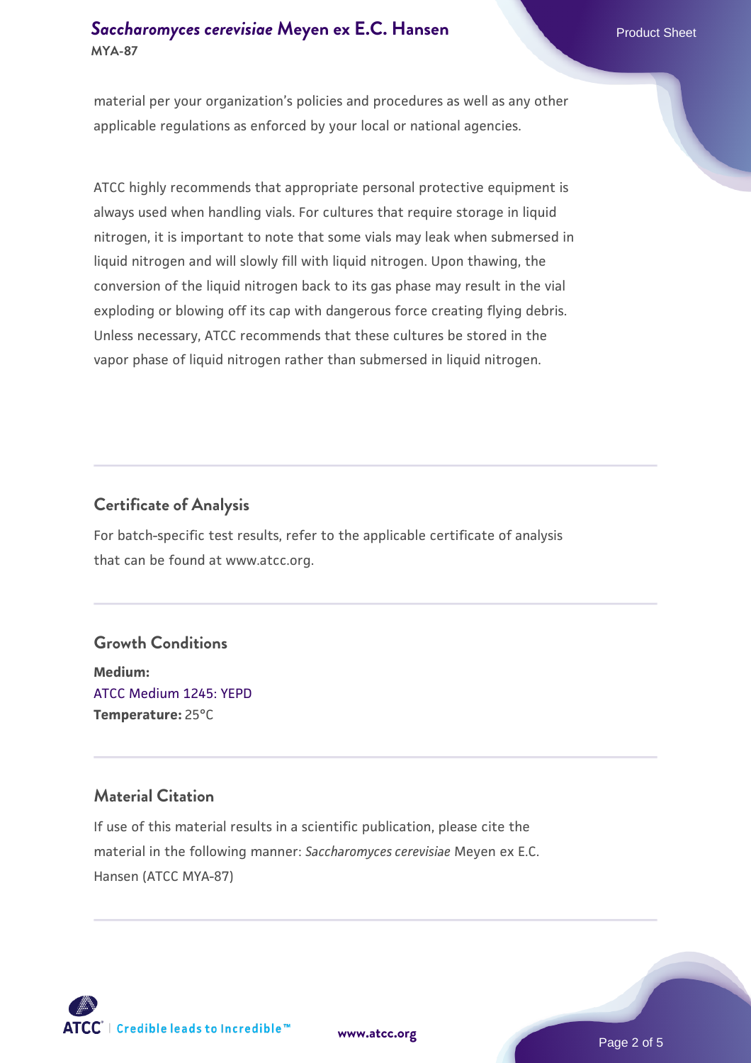material per your organization's policies and procedures as well as any other applicable regulations as enforced by your local or national agencies.

ATCC highly recommends that appropriate personal protective equipment is always used when handling vials. For cultures that require storage in liquid nitrogen, it is important to note that some vials may leak when submersed in liquid nitrogen and will slowly fill with liquid nitrogen. Upon thawing, the conversion of the liquid nitrogen back to its gas phase may result in the vial exploding or blowing off its cap with dangerous force creating flying debris. Unless necessary, ATCC recommends that these cultures be stored in the vapor phase of liquid nitrogen rather than submersed in liquid nitrogen.

## Certificate of Analysis

For batch-specific test results, refer to the applicable certificate of analysis that can be found at www.atcc.org.

## Growth Conditions

**Medium:**
ATCC Medium 1245: YEPD
**Temperature:** 25°C

## Material Citation

If use of this material results in a scientific publication, please cite the material in the following manner: *Saccharomyces cerevisiae* Meyen ex E.C. Hansen (ATCC MYA-87)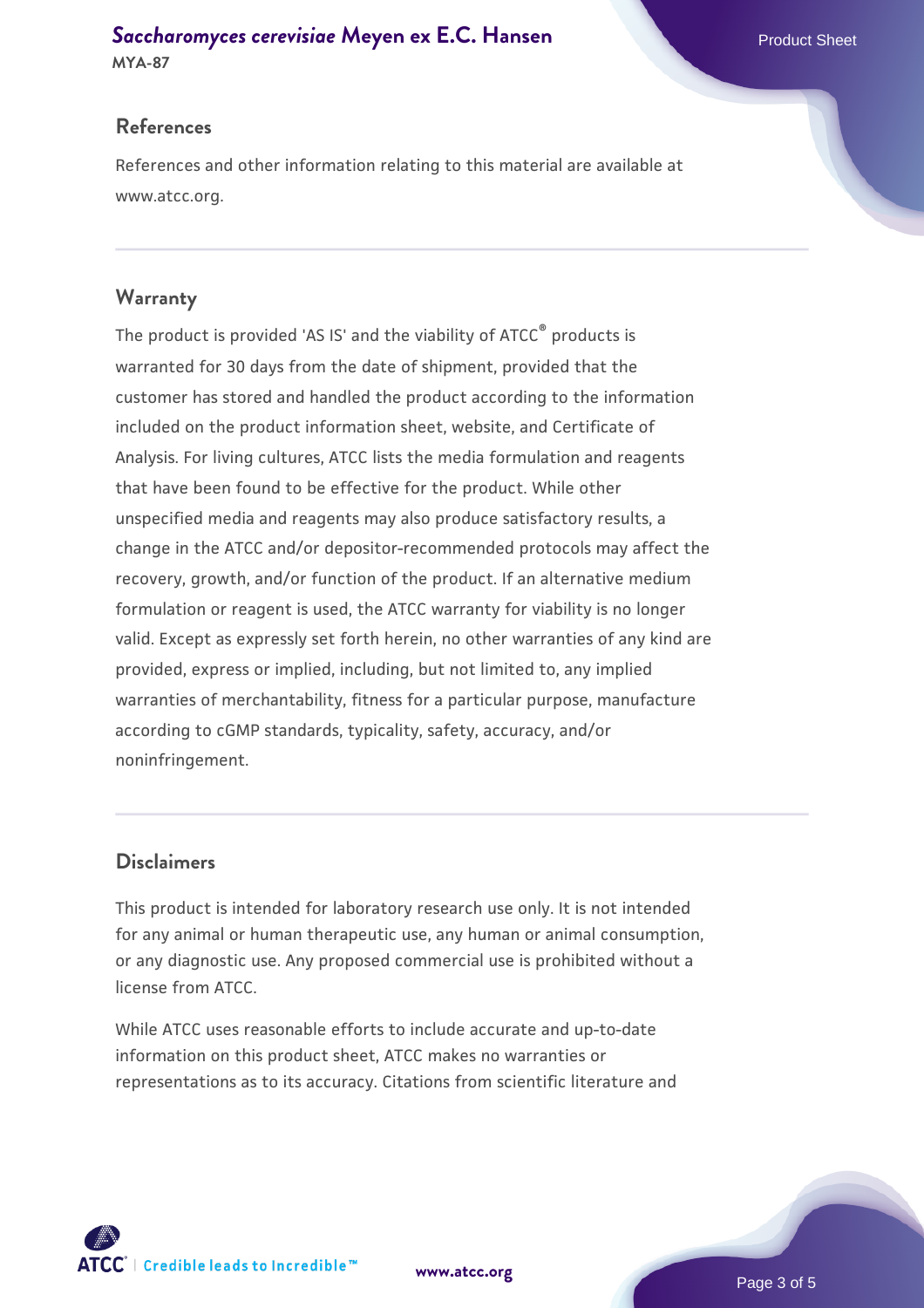## References

References and other information relating to this material are available at www.atcc.org.

## Warranty

The product is provided 'AS IS' and the viability of ATCC® products is warranted for 30 days from the date of shipment, provided that the customer has stored and handled the product according to the information included on the product information sheet, website, and Certificate of Analysis. For living cultures, ATCC lists the media formulation and reagents that have been found to be effective for the product. While other unspecified media and reagents may also produce satisfactory results, a change in the ATCC and/or depositor-recommended protocols may affect the recovery, growth, and/or function of the product. If an alternative medium formulation or reagent is used, the ATCC warranty for viability is no longer valid. Except as expressly set forth herein, no other warranties of any kind are provided, express or implied, including, but not limited to, any implied warranties of merchantability, fitness for a particular purpose, manufacture according to cGMP standards, typicality, safety, accuracy, and/or noninfringement.

## Disclaimers

This product is intended for laboratory research use only. It is not intended for any animal or human therapeutic use, any human or animal consumption, or any diagnostic use. Any proposed commercial use is prohibited without a license from ATCC.

While ATCC uses reasonable efforts to include accurate and up-to-date information on this product sheet, ATCC makes no warranties or representations as to its accuracy. Citations from scientific literature and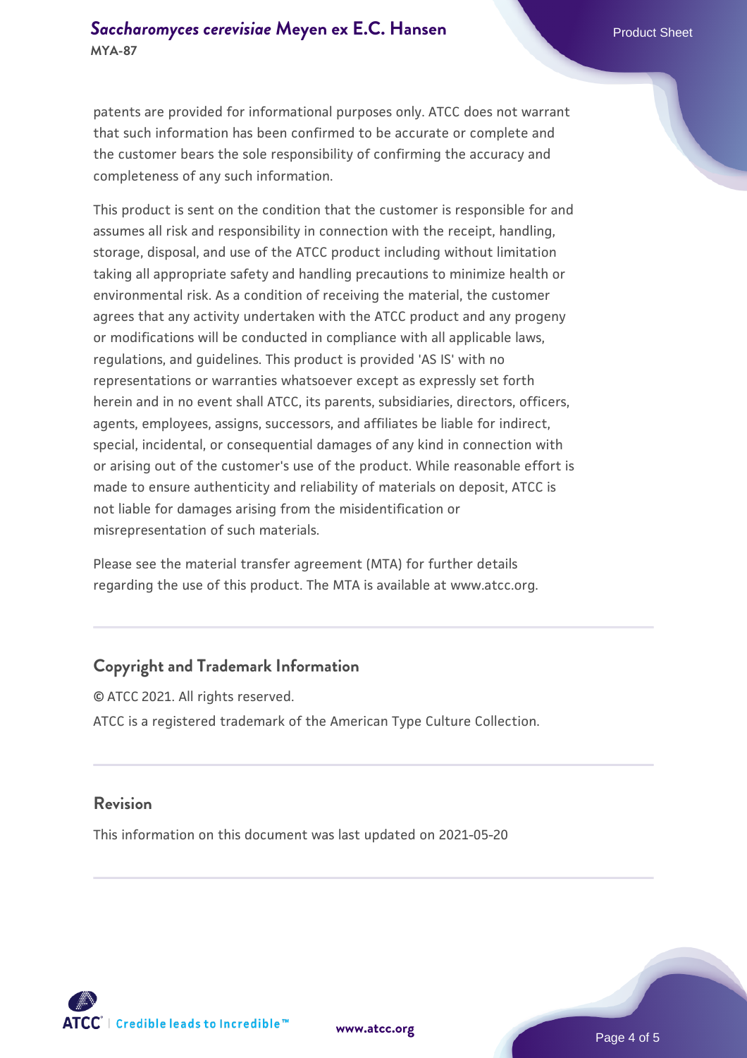patents are provided for informational purposes only. ATCC does not warrant that such information has been confirmed to be accurate or complete and the customer bears the sole responsibility of confirming the accuracy and completeness of any such information.

This product is sent on the condition that the customer is responsible for and assumes all risk and responsibility in connection with the receipt, handling, storage, disposal, and use of the ATCC product including without limitation taking all appropriate safety and handling precautions to minimize health or environmental risk. As a condition of receiving the material, the customer agrees that any activity undertaken with the ATCC product and any progeny or modifications will be conducted in compliance with all applicable laws, regulations, and guidelines. This product is provided 'AS IS' with no representations or warranties whatsoever except as expressly set forth herein and in no event shall ATCC, its parents, subsidiaries, directors, officers, agents, employees, assigns, successors, and affiliates be liable for indirect, special, incidental, or consequential damages of any kind in connection with or arising out of the customer's use of the product. While reasonable effort is made to ensure authenticity and reliability of materials on deposit, ATCC is not liable for damages arising from the misidentification or misrepresentation of such materials.

Please see the material transfer agreement (MTA) for further details regarding the use of this product. The MTA is available at www.atcc.org.

## Copyright and Trademark Information

© ATCC 2021. All rights reserved.

ATCC is a registered trademark of the American Type Culture Collection.

## Revision

This information on this document was last updated on 2021-05-20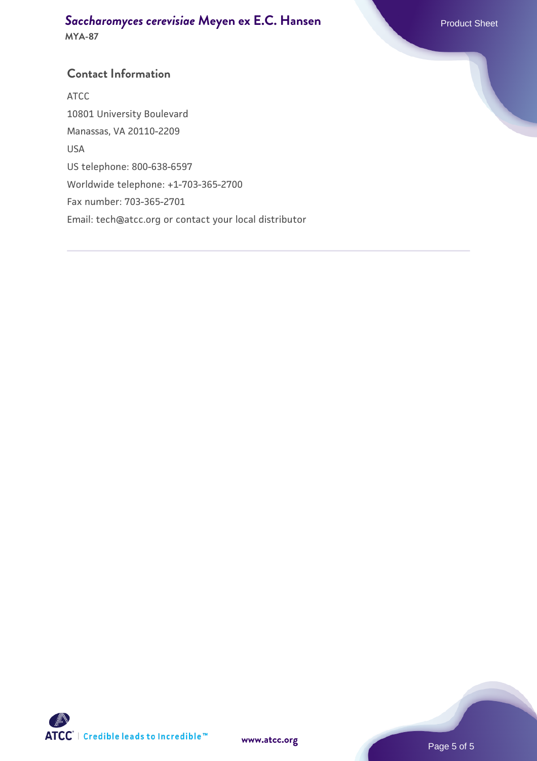## Contact Information

ATCC

10801 University Boulevard

Manassas, VA 20110-2209

USA

US telephone: 800-638-6597

Worldwide telephone: +1-703-365-2700

Fax number: 703-365-2701

Email: tech@atcc.org or contact your local distributor